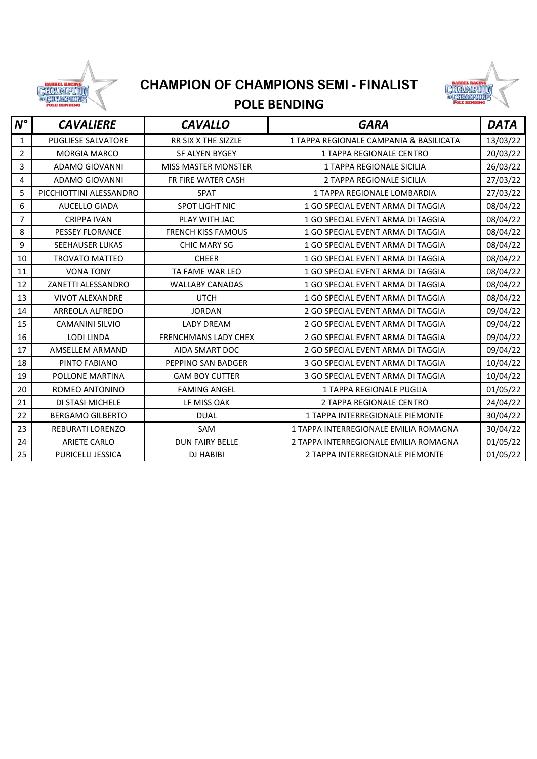# CHAMPION OF CHAMPIONS SEMI - FINALIST

## POLE BENDING

| *N°* | *CAVALIERE* | *CAVALLO* | *GARA* | *DATA* |
|---|---|---|---|---|
| 1 | PUGLIESE SALVATORE | RR SIX X THE SIZZLE | 1 TAPPA REGIONALE CAMPANIA & BASILICATA | 13/03/22 |
| 2 | MORGIA MARCO | SF ALYEN BYGEY | 1 TAPPA REGIONALE CENTRO | 20/03/22 |
| 3 | ADAMO GIOVANNI | MISS MASTER MONSTER | 1 TAPPA REGIONALE SICILIA | 26/03/22 |
| 4 | ADAMO GIOVANNI | FR FIRE WATER CASH | 2 TAPPA REGIONALE SICILIA | 27/03/22 |
| 5 | PICCHIOTTINI ALESSANDRO | SPAT | 1 TAPPA REGIONALE LOMBARDIA | 27/03/22 |
| 6 | AUCELLO GIADA | SPOT LIGHT NIC | 1 GO SPECIAL EVENT ARMA DI TAGGIA | 08/04/22 |
| 7 | CRIPPA IVAN | PLAY WITH JAC | 1 GO SPECIAL EVENT ARMA DI TAGGIA | 08/04/22 |
| 8 | PESSEY FLORANCE | FRENCH KISS FAMOUS | 1 GO SPECIAL EVENT ARMA DI TAGGIA | 08/04/22 |
| 9 | SEEHAUSER LUKAS | CHIC MARY SG | 1 GO SPECIAL EVENT ARMA DI TAGGIA | 08/04/22 |
| 10 | TROVATO MATTEO | CHEER | 1 GO SPECIAL EVENT ARMA DI TAGGIA | 08/04/22 |
| 11 | VONA TONY | TA FAME WAR LEO | 1 GO SPECIAL EVENT ARMA DI TAGGIA | 08/04/22 |
| 12 | ZANETTI ALESSANDRO | WALLABY CANADAS | 1 GO SPECIAL EVENT ARMA DI TAGGIA | 08/04/22 |
| 13 | VIVOT ALEXANDRE | UTCH | 1 GO SPECIAL EVENT ARMA DI TAGGIA | 08/04/22 |
| 14 | ARREOLA ALFREDO | JORDAN | 2 GO SPECIAL EVENT ARMA DI TAGGIA | 09/04/22 |
| 15 | CAMANINI SILVIO | LADY DREAM | 2 GO SPECIAL EVENT ARMA DI TAGGIA | 09/04/22 |
| 16 | LODI LINDA | FRENCHMANS LADY CHEX | 2 GO SPECIAL EVENT ARMA DI TAGGIA | 09/04/22 |
| 17 | AMSELLEM ARMAND | AIDA SMART DOC | 2 GO SPECIAL EVENT ARMA DI TAGGIA | 09/04/22 |
| 18 | PINTO FABIANO | PEPPINO SAN BADGER | 3 GO SPECIAL EVENT ARMA DI TAGGIA | 10/04/22 |
| 19 | POLLONE MARTINA | GAM BOY CUTTER | 3 GO SPECIAL EVENT ARMA DI TAGGIA | 10/04/22 |
| 20 | ROMEO ANTONINO | FAMING ANGEL | 1 TAPPA REGIONALE PUGLIA | 01/05/22 |
| 21 | DI STASI MICHELE | LF MISS OAK | 2 TAPPA REGIONALE CENTRO | 24/04/22 |
| 22 | BERGAMO GILBERTO | DUAL | 1 TAPPA INTERREGIONALE PIEMONTE | 30/04/22 |
| 23 | REBURATI LORENZO | SAM | 1 TAPPA INTERREGIONALE EMILIA ROMAGNA | 30/04/22 |
| 24 | ARIETE CARLO | DUN FAIRY BELLE | 2 TAPPA INTERREGIONALE EMILIA ROMAGNA | 01/05/22 |
| 25 | PURICELLI JESSICA | DJ HABIBI | 2 TAPPA INTERREGIONALE PIEMONTE | 01/05/22 |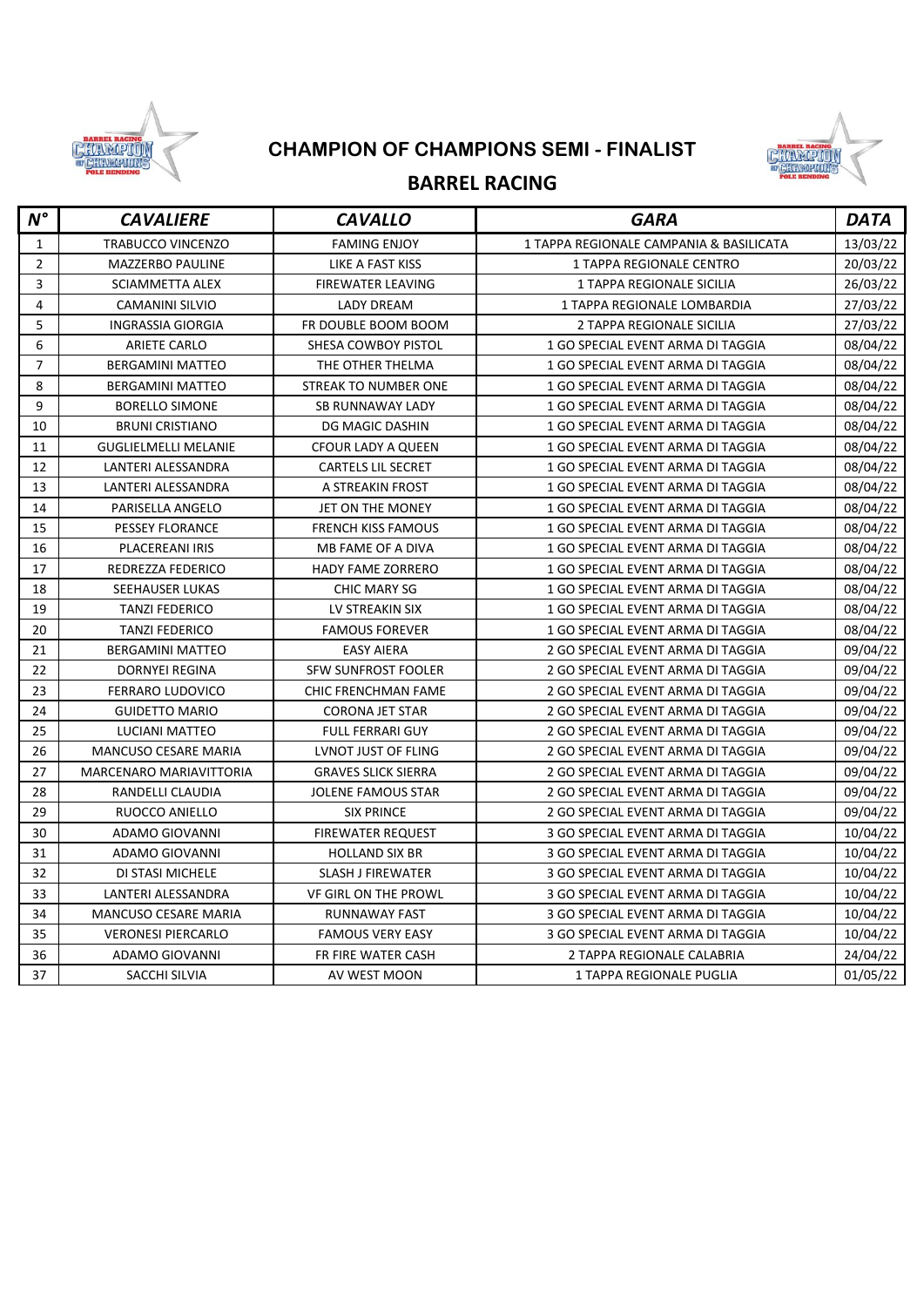# CHAMPION OF CHAMPIONS SEMI - FINALIST

## BARREL RACING

| N° | CAVALIERE | CAVALLO | GARA | DATA |
|---|---|---|---|---|
| 1 | TRABUCCO VINCENZO | FAMING ENJOY | 1 TAPPA REGIONALE CAMPANIA & BASILICATA | 13/03/22 |
| 2 | MAZZERBO PAULINE | LIKE A FAST KISS | 1 TAPPA REGIONALE CENTRO | 20/03/22 |
| 3 | SCIAMMETTA ALEX | FIREWATER LEAVING | 1 TAPPA REGIONALE SICILIA | 26/03/22 |
| 4 | CAMANINI SILVIO | LADY DREAM | 1 TAPPA REGIONALE LOMBARDIA | 27/03/22 |
| 5 | INGRASSIA GIORGIA | FR DOUBLE BOOM BOOM | 2 TAPPA REGIONALE SICILIA | 27/03/22 |
| 6 | ARIETE CARLO | SHESA COWBOY PISTOL | 1 GO SPECIAL EVENT ARMA DI TAGGIA | 08/04/22 |
| 7 | BERGAMINI MATTEO | THE OTHER THELMA | 1 GO SPECIAL EVENT ARMA DI TAGGIA | 08/04/22 |
| 8 | BERGAMINI MATTEO | STREAK TO NUMBER ONE | 1 GO SPECIAL EVENT ARMA DI TAGGIA | 08/04/22 |
| 9 | BORELLO SIMONE | SB RUNNAWAY LADY | 1 GO SPECIAL EVENT ARMA DI TAGGIA | 08/04/22 |
| 10 | BRUNI CRISTIANO | DG MAGIC DASHIN | 1 GO SPECIAL EVENT ARMA DI TAGGIA | 08/04/22 |
| 11 | GUGLIELMELLI MELANIE | CFOUR LADY A QUEEN | 1 GO SPECIAL EVENT ARMA DI TAGGIA | 08/04/22 |
| 12 | LANTERI ALESSANDRA | CARTELS LIL SECRET | 1 GO SPECIAL EVENT ARMA DI TAGGIA | 08/04/22 |
| 13 | LANTERI ALESSANDRA | A STREAKIN FROST | 1 GO SPECIAL EVENT ARMA DI TAGGIA | 08/04/22 |
| 14 | PARISELLA ANGELO | JET ON THE MONEY | 1 GO SPECIAL EVENT ARMA DI TAGGIA | 08/04/22 |
| 15 | PESSEY FLORANCE | FRENCH KISS FAMOUS | 1 GO SPECIAL EVENT ARMA DI TAGGIA | 08/04/22 |
| 16 | PLACEREANI IRIS | MB FAME OF A DIVA | 1 GO SPECIAL EVENT ARMA DI TAGGIA | 08/04/22 |
| 17 | REDREZZA FEDERICO | HADY FAME ZORRERO | 1 GO SPECIAL EVENT ARMA DI TAGGIA | 08/04/22 |
| 18 | SEEHAUSER LUKAS | CHIC MARY SG | 1 GO SPECIAL EVENT ARMA DI TAGGIA | 08/04/22 |
| 19 | TANZI FEDERICO | LV STREAKIN SIX | 1 GO SPECIAL EVENT ARMA DI TAGGIA | 08/04/22 |
| 20 | TANZI FEDERICO | FAMOUS FOREVER | 1 GO SPECIAL EVENT ARMA DI TAGGIA | 08/04/22 |
| 21 | BERGAMINI MATTEO | EASY AIERA | 2 GO SPECIAL EVENT ARMA DI TAGGIA | 09/04/22 |
| 22 | DORNYEI REGINA | SFW SUNFROST FOOLER | 2 GO SPECIAL EVENT ARMA DI TAGGIA | 09/04/22 |
| 23 | FERRARO LUDOVICO | CHIC FRENCHMAN FAME | 2 GO SPECIAL EVENT ARMA DI TAGGIA | 09/04/22 |
| 24 | GUIDETTO MARIO | CORONA JET STAR | 2 GO SPECIAL EVENT ARMA DI TAGGIA | 09/04/22 |
| 25 | LUCIANI MATTEO | FULL FERRARI GUY | 2 GO SPECIAL EVENT ARMA DI TAGGIA | 09/04/22 |
| 26 | MANCUSO CESARE MARIA | LVNOT JUST OF FLING | 2 GO SPECIAL EVENT ARMA DI TAGGIA | 09/04/22 |
| 27 | MARCENARO MARIAVITTORIA | GRAVES SLICK SIERRA | 2 GO SPECIAL EVENT ARMA DI TAGGIA | 09/04/22 |
| 28 | RANDELLI CLAUDIA | JOLENE FAMOUS STAR | 2 GO SPECIAL EVENT ARMA DI TAGGIA | 09/04/22 |
| 29 | RUOCCO ANIELLO | SIX PRINCE | 2 GO SPECIAL EVENT ARMA DI TAGGIA | 09/04/22 |
| 30 | ADAMO GIOVANNI | FIREWATER REQUEST | 3 GO SPECIAL EVENT ARMA DI TAGGIA | 10/04/22 |
| 31 | ADAMO GIOVANNI | HOLLAND SIX BR | 3 GO SPECIAL EVENT ARMA DI TAGGIA | 10/04/22 |
| 32 | DI STASI MICHELE | SLASH J FIREWATER | 3 GO SPECIAL EVENT ARMA DI TAGGIA | 10/04/22 |
| 33 | LANTERI ALESSANDRA | VF GIRL ON THE PROWL | 3 GO SPECIAL EVENT ARMA DI TAGGIA | 10/04/22 |
| 34 | MANCUSO CESARE MARIA | RUNNAWAY FAST | 3 GO SPECIAL EVENT ARMA DI TAGGIA | 10/04/22 |
| 35 | VERONESI PIERCARLO | FAMOUS VERY EASY | 3 GO SPECIAL EVENT ARMA DI TAGGIA | 10/04/22 |
| 36 | ADAMO GIOVANNI | FR FIRE WATER CASH | 2 TAPPA REGIONALE CALABRIA | 24/04/22 |
| 37 | SACCHI SILVIA | AV WEST MOON | 1 TAPPA REGIONALE PUGLIA | 01/05/22 |